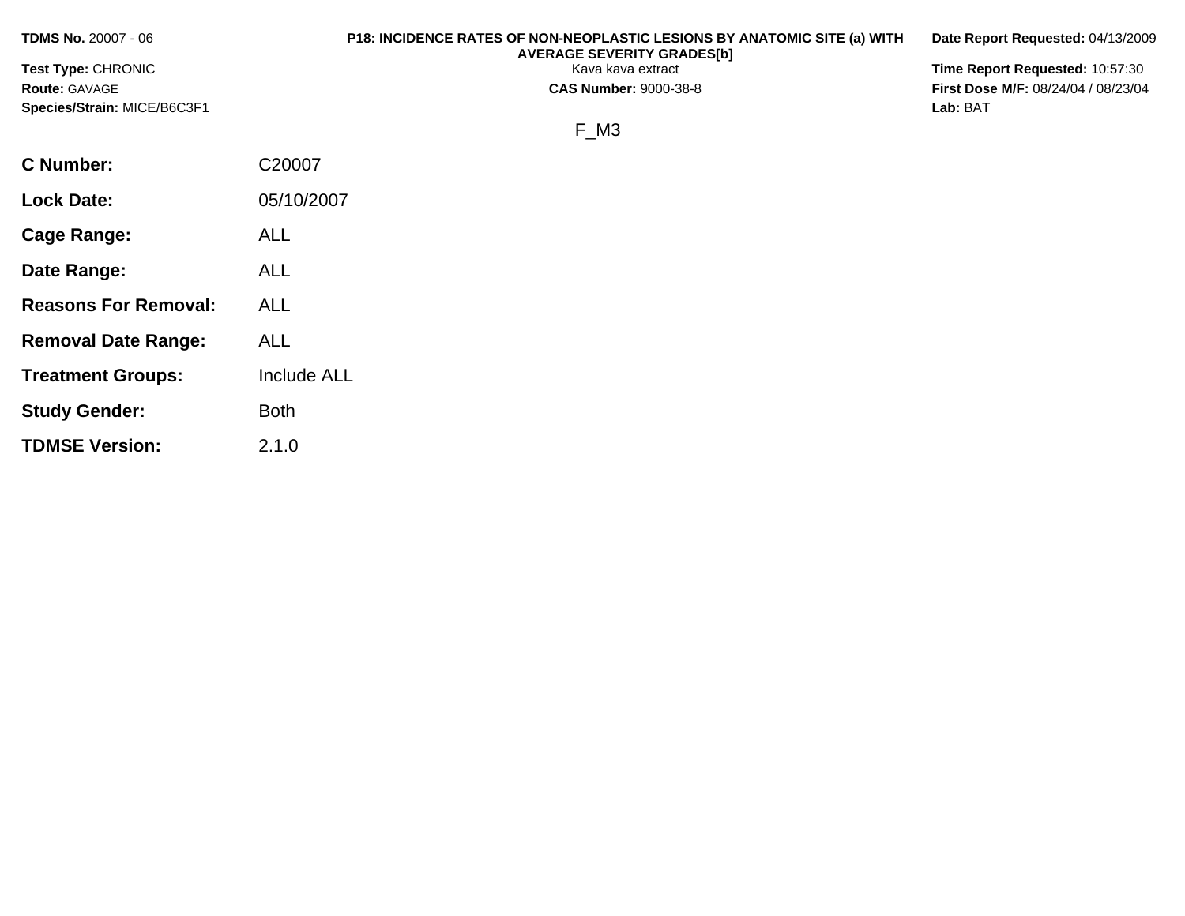**TDMS No.** 20007 - 06

**Test Type:** CHRONIC

**Route:** GAVAGE

**Species/Strain:** MICE/B6C3F1

**P18: INCIDENCE RATES OF NON-NEOPLASTIC LESIONS BY ANATOMIC SITE (a) WITH AVERAGE SEVERITY GRADES[b]**

Kava kava extract

**CAS Number:** 9000-38-8

**Date Report Requested:** 04/13/2009

**Time Report Requested:** 10:57:30

**First Dose M/F:** 08/24/04 / 08/23/04

**Lab:** BAT

F_M3

| | |
|---|---|
| **C Number:** | C20007 |
| **Lock Date:** | 05/10/2007 |
| **Cage Range:** | ALL |
| **Date Range:** | ALL |
| **Reasons For Removal:** | ALL |
| **Removal Date Range:** | ALL |
| **Treatment Groups:** | Include ALL |
| **Study Gender:** | Both |
| **TDMSE Version:** | 2.1.0 |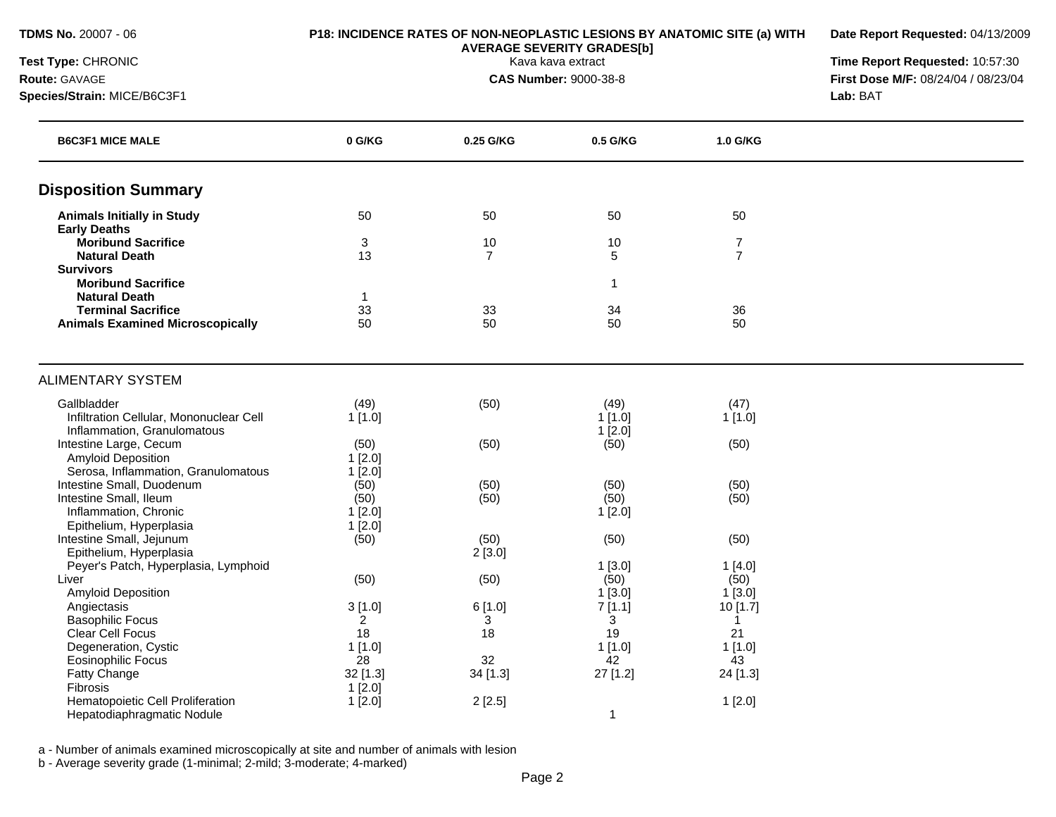**TDMS No.** 20007 - 06
**Test Type:** CHRONIC
**Route:** GAVAGE
**Species/Strain:** MICE/B6C3F1

**P18: INCIDENCE RATES OF NON-NEOPLASTIC LESIONS BY ANATOMIC SITE (a) WITH AVERAGE SEVERITY GRADES[b]**
Kava kava extract
**CAS Number:** 9000-38-8

**Date Report Requested:** 04/13/2009
**Time Report Requested:** 10:57:30
**First Dose M/F:** 08/24/04 / 08/23/04
**Lab:** BAT

| B6C3F1 MICE MALE | 0 G/KG | 0.25 G/KG | 0.5 G/KG | 1.0 G/KG |
|---|---|---|---|---|
| **Disposition Summary** | | | | |
| **Animals Initially in Study** | 50 | 50 | 50 | 50 |
| **Early Deaths** | | | | |
| **Moribund Sacrifice** | 3 | 10 | 10 | 7 |
| **Natural Death** | 13 | 7 | 5 | 7 |
| **Survivors** | | | | |
| **Moribund Sacrifice** | | | 1 | |
| **Natural Death** | 1 | | | |
| **Terminal Sacrifice** | 33 | 33 | 34 | 36 |
| **Animals Examined Microscopically** | 50 | 50 | 50 | 50 |
| ALIMENTARY SYSTEM | | | | |
| Gallbladder | (49) | (50) | (49) | (47) |
| Infiltration Cellular, Mononuclear Cell | 1 [1.0] | | 1 [1.0] | 1 [1.0] |
| Inflammation, Granulomatous | | | 1 [2.0] | |
| Intestine Large, Cecum | (50) | (50) | (50) | (50) |
| Amyloid Deposition | 1 [2.0] | | | |
| Serosa, Inflammation, Granulomatous | 1 [2.0] | | | |
| Intestine Small, Duodenum | (50) | (50) | (50) | (50) |
| Intestine Small, Ileum | (50) | (50) | (50) | (50) |
| Inflammation, Chronic | 1 [2.0] | | 1 [2.0] | |
| Epithelium, Hyperplasia | 1 [2.0] | | | |
| Intestine Small, Jejunum | (50) | (50) | (50) | (50) |
| Epithelium, Hyperplasia | | 2 [3.0] | | |
| Peyer's Patch, Hyperplasia, Lymphoid | | | 1 [3.0] | 1 [4.0] |
| Liver | (50) | (50) | (50) | (50) |
| Amyloid Deposition | | | 1 [3.0] | 1 [3.0] |
| Angiectasis | 3 [1.0] | 6 [1.0] | 7 [1.1] | 10 [1.7] |
| Basophilic Focus | 2 | 3 | 3 | 1 |
| Clear Cell Focus | 18 | 18 | 19 | 21 |
| Degeneration, Cystic | 1 [1.0] | | 1 [1.0] | 1 [1.0] |
| Eosinophilic Focus | 28 | 32 | 42 | 43 |
| Fatty Change | 32 [1.3] | 34 [1.3] | 27 [1.2] | 24 [1.3] |
| Fibrosis | 1 [2.0] | | | |
| Hematopoietic Cell Proliferation | 1 [2.0] | 2 [2.5] | | 1 [2.0] |
| Hepatodiaphragmatic Nodule | | | 1 | |

a - Number of animals examined microscopically at site and number of animals with lesion
b - Average severity grade (1-minimal; 2-mild; 3-moderate; 4-marked)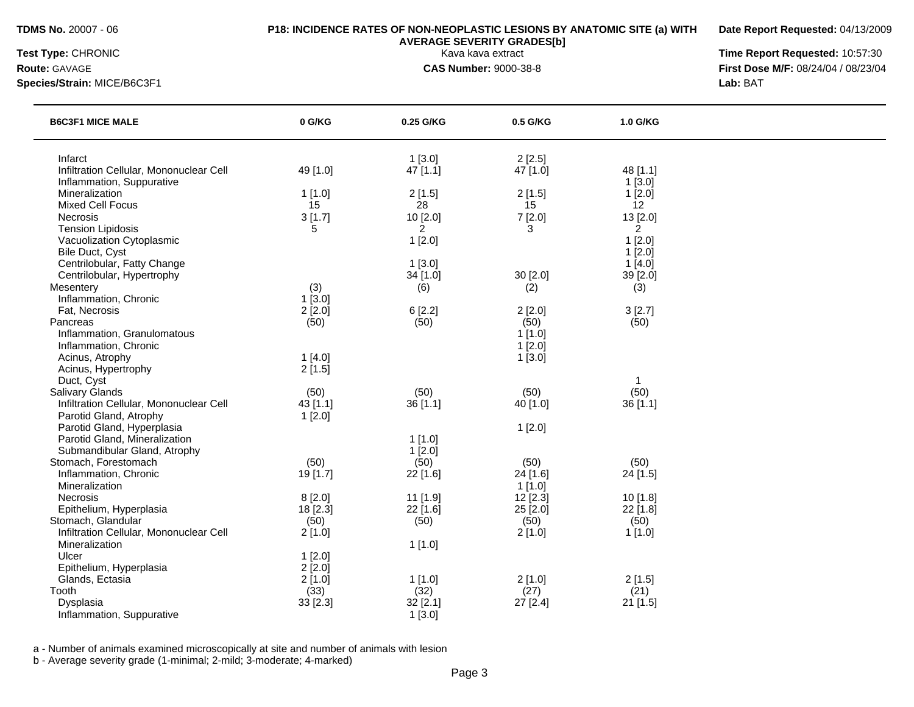**TDMS No.** 20007 - 06

**Test Type:** CHRONIC

**Route:** GAVAGE

**Species/Strain:** MICE/B6C3F1

**P18: INCIDENCE RATES OF NON-NEOPLASTIC LESIONS BY ANATOMIC SITE (a) WITH AVERAGE SEVERITY GRADES[b]**

Kava kava extract

**CAS Number:** 9000-38-8

**Date Report Requested:** 04/13/2009

**Time Report Requested:** 10:57:30

**First Dose M/F:** 08/24/04 / 08/23/04

**Lab:** BAT

| B6C3F1 MICE MALE | 0 G/KG | 0.25 G/KG | 0.5 G/KG | 1.0 G/KG |
|---|---|---|---|---|
| Infarct | | 1 [3.0] | 2 [2.5] | |
| Infiltration Cellular, Mononuclear Cell | 49 [1.0] | 47 [1.1] | 47 [1.0] | 48 [1.1] |
| Inflammation, Suppurative | | | | 1 [3.0] |
| Mineralization | 1 [1.0] | 2 [1.5] | 2 [1.5] | 1 [2.0] |
| Mixed Cell Focus | 15 | 28 | 15 | 12 |
| Necrosis | 3 [1.7] | 10 [2.0] | 7 [2.0] | 13 [2.0] |
| Tension Lipidosis | 5 | 2 | 3 | 2 |
| Vacuolization Cytoplasmic | | 1 [2.0] | | 1 [2.0] |
| Bile Duct, Cyst | | | | 1 [2.0] |
| Centrilobular, Fatty Change | | 1 [3.0] | | 1 [4.0] |
| Centrilobular, Hypertrophy | | 34 [1.0] | 30 [2.0] | 39 [2.0] |
| Mesentery | (3) | (6) | (2) | (3) |
| Inflammation, Chronic | 1 [3.0] | | | |
| Fat, Necrosis | 2 [2.0] | 6 [2.2] | 2 [2.0] | 3 [2.7] |
| Pancreas | (50) | (50) | (50) | (50) |
| Inflammation, Granulomatous | | | 1 [1.0] | |
| Inflammation, Chronic | | | 1 [2.0] | |
| Acinus, Atrophy | 1 [4.0] | | 1 [3.0] | |
| Acinus, Hypertrophy | 2 [1.5] | | | |
| Duct, Cyst | | | | 1 |
| Salivary Glands | (50) | (50) | (50) | (50) |
| Infiltration Cellular, Mononuclear Cell | 43 [1.1] | 36 [1.1] | 40 [1.0] | 36 [1.1] |
| Parotid Gland, Atrophy | 1 [2.0] | | | |
| Parotid Gland, Hyperplasia | | | 1 [2.0] | |
| Parotid Gland, Mineralization | | 1 [1.0] | | |
| Submandibular Gland, Atrophy | | 1 [2.0] | | |
| Stomach, Forestomach | (50) | (50) | (50) | (50) |
| Inflammation, Chronic | 19 [1.7] | 22 [1.6] | 24 [1.6] | 24 [1.5] |
| Mineralization | | | 1 [1.0] | |
| Necrosis | 8 [2.0] | 11 [1.9] | 12 [2.3] | 10 [1.8] |
| Epithelium, Hyperplasia | 18 [2.3] | 22 [1.6] | 25 [2.0] | 22 [1.8] |
| Stomach, Glandular | (50) | (50) | (50) | (50) |
| Infiltration Cellular, Mononuclear Cell | 2 [1.0] | | 2 [1.0] | 1 [1.0] |
| Mineralization | | 1 [1.0] | | |
| Ulcer | 1 [2.0] | | | |
| Epithelium, Hyperplasia | 2 [2.0] | | | |
| Glands, Ectasia | 2 [1.0] | 1 [1.0] | 2 [1.0] | 2 [1.5] |
| Tooth | (33) | (32) | (27) | (21) |
| Dysplasia | 33 [2.3] | 32 [2.1] | 27 [2.4] | 21 [1.5] |
| Inflammation, Suppurative | | 1 [3.0] | | |

a - Number of animals examined microscopically at site and number of animals with lesion

b - Average severity grade (1-minimal; 2-mild; 3-moderate; 4-marked)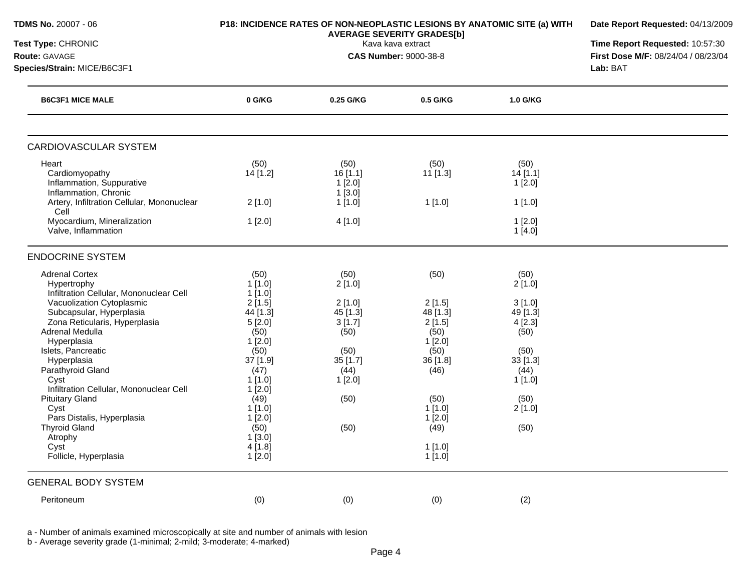**TDMS No.** 20007 - 06

**Test Type:** CHRONIC

**Route:** GAVAGE

**Species/Strain:** MICE/B6C3F1

**P18: INCIDENCE RATES OF NON-NEOPLASTIC LESIONS BY ANATOMIC SITE (a) WITH AVERAGE SEVERITY GRADES[b]**

Kava kava extract

**CAS Number:** 9000-38-8

**Date Report Requested:** 04/13/2009

**Time Report Requested:** 10:57:30

**First Dose M/F:** 08/24/04 / 08/23/04

**Lab:** BAT

| B6C3F1 MICE MALE | 0 G/KG | 0.25 G/KG | 0.5 G/KG | 1.0 G/KG |
|---|---|---|---|---|
| **CARDIOVASCULAR SYSTEM** | | | | |
| Heart | (50) | (50) | (50) | (50) |
| Cardiomyopathy | 14 [1.2] | 16 [1.1] | 11 [1.3] | 14 [1.1] |
| Inflammation, Suppurative | | 1 [2.0] | | 1 [2.0] |
| Inflammation, Chronic | | 1 [3.0] | | |
| Artery, Infiltration Cellular, Mononuclear Cell | 2 [1.0] | 1 [1.0] | 1 [1.0] | 1 [1.0] |
| Myocardium, Mineralization | 1 [2.0] | 4 [1.0] | | 1 [2.0] |
| Valve, Inflammation | | | | 1 [4.0] |
| **ENDOCRINE SYSTEM** | | | | |
| Adrenal Cortex | (50) | (50) | (50) | (50) |
| Hypertrophy | 1 [1.0] | 2 [1.0] | | 2 [1.0] |
| Infiltration Cellular, Mononuclear Cell | 1 [1.0] | | | |
| Vacuolization Cytoplasmic | 2 [1.5] | 2 [1.0] | 2 [1.5] | 3 [1.0] |
| Subcapsular, Hyperplasia | 44 [1.3] | 45 [1.3] | 48 [1.3] | 49 [1.3] |
| Zona Reticularis, Hyperplasia | 5 [2.0] | 3 [1.7] | 2 [1.5] | 4 [2.3] |
| Adrenal Medulla | (50) | (50) | (50) | (50) |
| Hyperplasia | 1 [2.0] | | 1 [2.0] | |
| Islets, Pancreatic | (50) | (50) | (50) | (50) |
| Hyperplasia | 37 [1.9] | 35 [1.7] | 36 [1.8] | 33 [1.3] |
| Parathyroid Gland | (47) | (44) | (46) | (44) |
| Cyst | 1 [1.0] | 1 [2.0] | | 1 [1.0] |
| Infiltration Cellular, Mononuclear Cell | 1 [2.0] | | | |
| Pituitary Gland | (49) | (50) | (50) | (50) |
| Cyst | 1 [1.0] | | 1 [1.0] | 2 [1.0] |
| Pars Distalis, Hyperplasia | 1 [2.0] | | 1 [2.0] | |
| Thyroid Gland | (50) | (50) | (49) | (50) |
| Atrophy | 1 [3.0] | | | |
| Cyst | 4 [1.8] | | 1 [1.0] | |
| Follicle, Hyperplasia | 1 [2.0] | | 1 [1.0] | |
| **GENERAL BODY SYSTEM** | | | | |
| Peritoneum | (0) | (0) | (0) | (2) |

a - Number of animals examined microscopically at site and number of animals with lesion

b - Average severity grade (1-minimal; 2-mild; 3-moderate; 4-marked)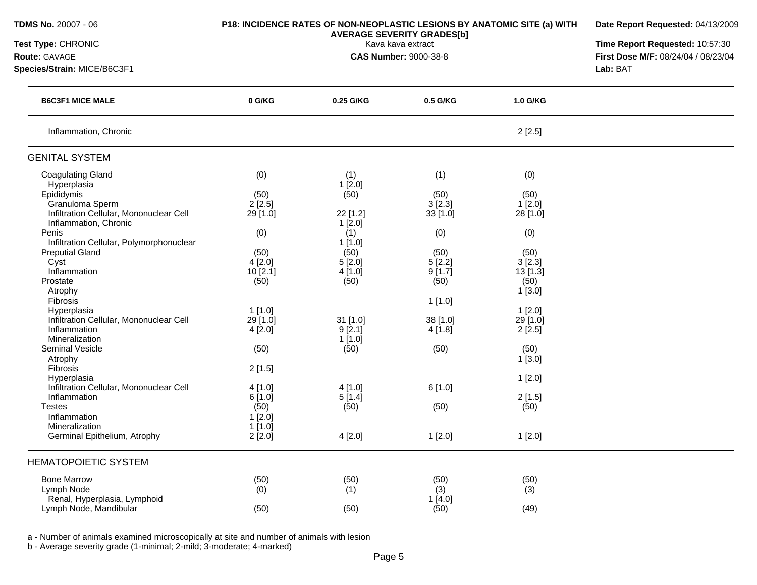**TDMS No.** 20007 - 06
**Test Type:** CHRONIC
**Route:** GAVAGE
**Species/Strain:** MICE/B6C3F1

**P18: INCIDENCE RATES OF NON-NEOPLASTIC LESIONS BY ANATOMIC SITE (a) WITH AVERAGE SEVERITY GRADES[b]**
Kava kava extract
**CAS Number:** 9000-38-8

**Date Report Requested:** 04/13/2009
**Time Report Requested:** 10:57:30
**First Dose M/F:** 08/24/04 / 08/23/04
**Lab:** BAT

| B6C3F1 MICE MALE | 0 G/KG | 0.25 G/KG | 0.5 G/KG | 1.0 G/KG |
|---|---|---|---|---|
| Inflammation, Chronic | | | | 2 [2.5] |
| **GENITAL SYSTEM** | | | | |
| Coagulating Gland | (0) | (1) | (1) | (0) |
| Hyperplasia | | 1 [2.0] | | |
| Epididymis | (50) | (50) | (50) | (50) |
| Granuloma Sperm | 2 [2.5] | | 3 [2.3] | 1 [2.0] |
| Infiltration Cellular, Mononuclear Cell | 29 [1.0] | 22 [1.2] | 33 [1.0] | 28 [1.0] |
| Inflammation, Chronic | | 1 [2.0] | | |
| Penis | (0) | (1) | (0) | (0) |
| Infiltration Cellular, Polymorphonuclear | | 1 [1.0] | | |
| Preputial Gland | (50) | (50) | (50) | (50) |
| Cyst | 4 [2.0] | 5 [2.0] | 5 [2.2] | 3 [2.3] |
| Inflammation | 10 [2.1] | 4 [1.0] | 9 [1.7] | 13 [1.3] |
| Prostate | (50) | (50) | (50) | (50) |
| Atrophy | | | | 1 [3.0] |
| Fibrosis | | | 1 [1.0] | |
| Hyperplasia | 1 [1.0] | | | 1 [2.0] |
| Infiltration Cellular, Mononuclear Cell | 29 [1.0] | 31 [1.0] | 38 [1.0] | 29 [1.0] |
| Inflammation | 4 [2.0] | 9 [2.1] | 4 [1.8] | 2 [2.5] |
| Mineralization | | 1 [1.0] | | |
| Seminal Vesicle | (50) | (50) | (50) | (50) |
| Atrophy | | | | 1 [3.0] |
| Fibrosis | 2 [1.5] | | | |
| Hyperplasia | | | | 1 [2.0] |
| Infiltration Cellular, Mononuclear Cell | 4 [1.0] | 4 [1.0] | 6 [1.0] | |
| Inflammation | 6 [1.0] | 5 [1.4] | | 2 [1.5] |
| Testes | (50) | (50) | (50) | (50) |
| Inflammation | 1 [2.0] | | | |
| Mineralization | 1 [1.0] | | | |
| Germinal Epithelium, Atrophy | 2 [2.0] | 4 [2.0] | 1 [2.0] | 1 [2.0] |
| **HEMATOPOIETIC SYSTEM** | | | | |
| Bone Marrow | (50) | (50) | (50) | (50) |
| Lymph Node | (0) | (1) | (3) | (3) |
| Renal, Hyperplasia, Lymphoid | | | 1 [4.0] | |
| Lymph Node, Mandibular | (50) | (50) | (50) | (49) |

a - Number of animals examined microscopically at site and number of animals with lesion
b - Average severity grade (1-minimal; 2-mild; 3-moderate; 4-marked)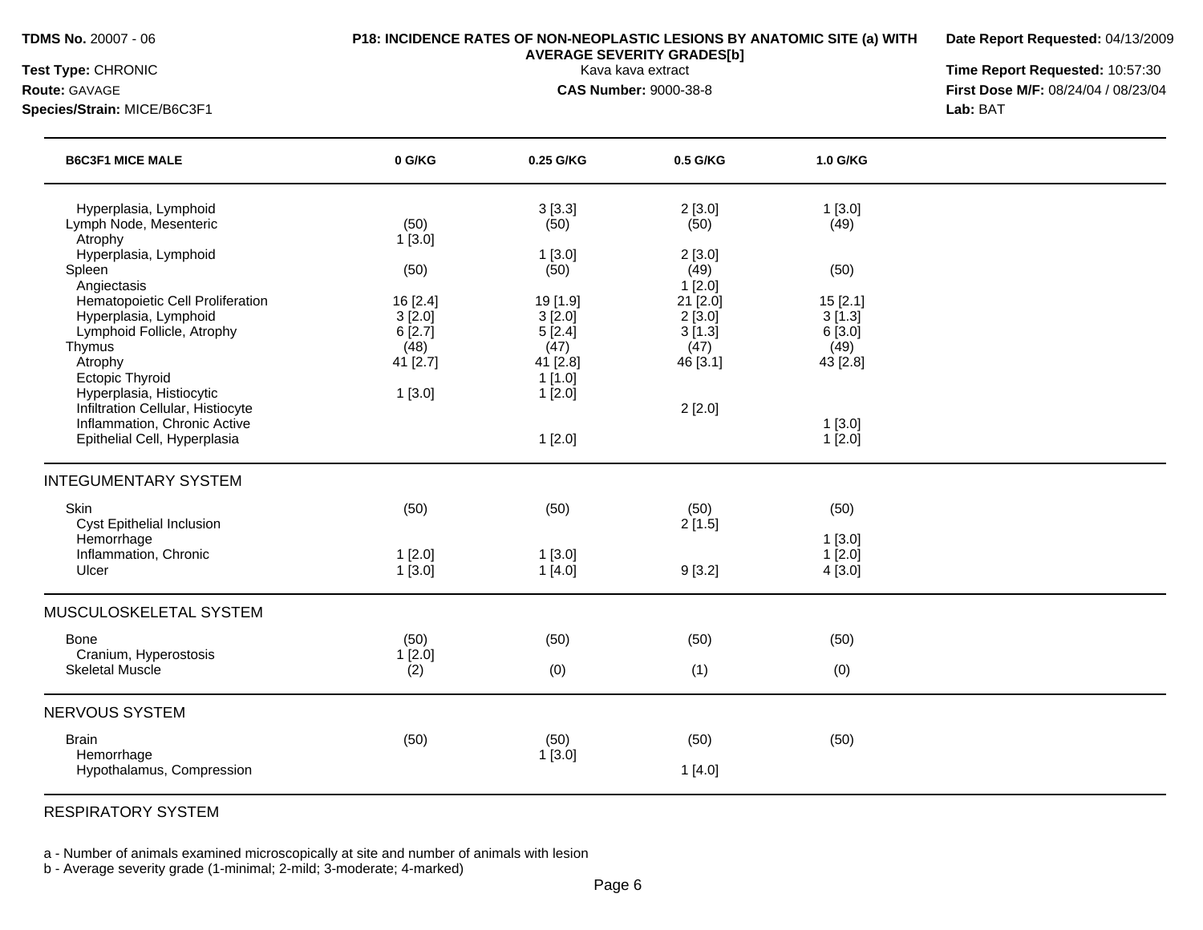**TDMS No.** 20007 - 06
**Test Type:** CHRONIC
**Route:** GAVAGE
**Species/Strain:** MICE/B6C3F1

**P18: INCIDENCE RATES OF NON-NEOPLASTIC LESIONS BY ANATOMIC SITE (a) WITH AVERAGE SEVERITY GRADES[b]**
Kava kava extract
**CAS Number:** 9000-38-8

**Date Report Requested:** 04/13/2009
**Time Report Requested:** 10:57:30
**First Dose M/F:** 08/24/04 / 08/23/04
**Lab:** BAT

| B6C3F1 MICE MALE | 0 G/KG | 0.25 G/KG | 0.5 G/KG | 1.0 G/KG |
|---|---|---|---|---|
| Hyperplasia, Lymphoid | | 3 [3.3] | 2 [3.0] | 1 [3.0] |
| Lymph Node, Mesenteric | (50) | (50) | (50) | (49) |
| Atrophy | 1 [3.0] | | | |
| Hyperplasia, Lymphoid | | 1 [3.0] | 2 [3.0] | |
| Spleen | (50) | (50) | (49) | (50) |
| Angiectasis | | | 1 [2.0] | |
| Hematopoietic Cell Proliferation | 16 [2.4] | 19 [1.9] | 21 [2.0] | 15 [2.1] |
| Hyperplasia, Lymphoid | 3 [2.0] | 3 [2.0] | 2 [3.0] | 3 [1.3] |
| Lymphoid Follicle, Atrophy | 6 [2.7] | 5 [2.4] | 3 [1.3] | 6 [3.0] |
| Thymus | (48) | (47) | (47) | (49) |
| Atrophy | 41 [2.7] | 41 [2.8] | 46 [3.1] | 43 [2.8] |
| Ectopic Thyroid | | 1 [1.0] | | |
| Hyperplasia, Histiocytic | 1 [3.0] | 1 [2.0] | | |
| Infiltration Cellular, Histiocyte | | | 2 [2.0] | |
| Inflammation, Chronic Active | | | | 1 [3.0] |
| Epithelial Cell, Hyperplasia | | 1 [2.0] | | 1 [2.0] |
| **INTEGUMENTARY SYSTEM** | | | | |
| Skin | (50) | (50) | (50) | (50) |
| Cyst Epithelial Inclusion | | | 2 [1.5] | |
| Hemorrhage | | | | 1 [3.0] |
| Inflammation, Chronic | 1 [2.0] | 1 [3.0] | | 1 [2.0] |
| Ulcer | 1 [3.0] | 1 [4.0] | 9 [3.2] | 4 [3.0] |
| **MUSCULOSKELETAL SYSTEM** | | | | |
| Bone | (50) | (50) | (50) | (50) |
| Cranium, Hyperostosis | 1 [2.0] | | | |
| Skeletal Muscle | (2) | (0) | (1) | (0) |
| **NERVOUS SYSTEM** | | | | |
| Brain | (50) | (50) | (50) | (50) |
| Hemorrhage | | 1 [3.0] | | |
| Hypothalamus, Compression | | | 1 [4.0] | |
| **RESPIRATORY SYSTEM** | | | | |

a - Number of animals examined microscopically at site and number of animals with lesion
b - Average severity grade (1-minimal; 2-mild; 3-moderate; 4-marked)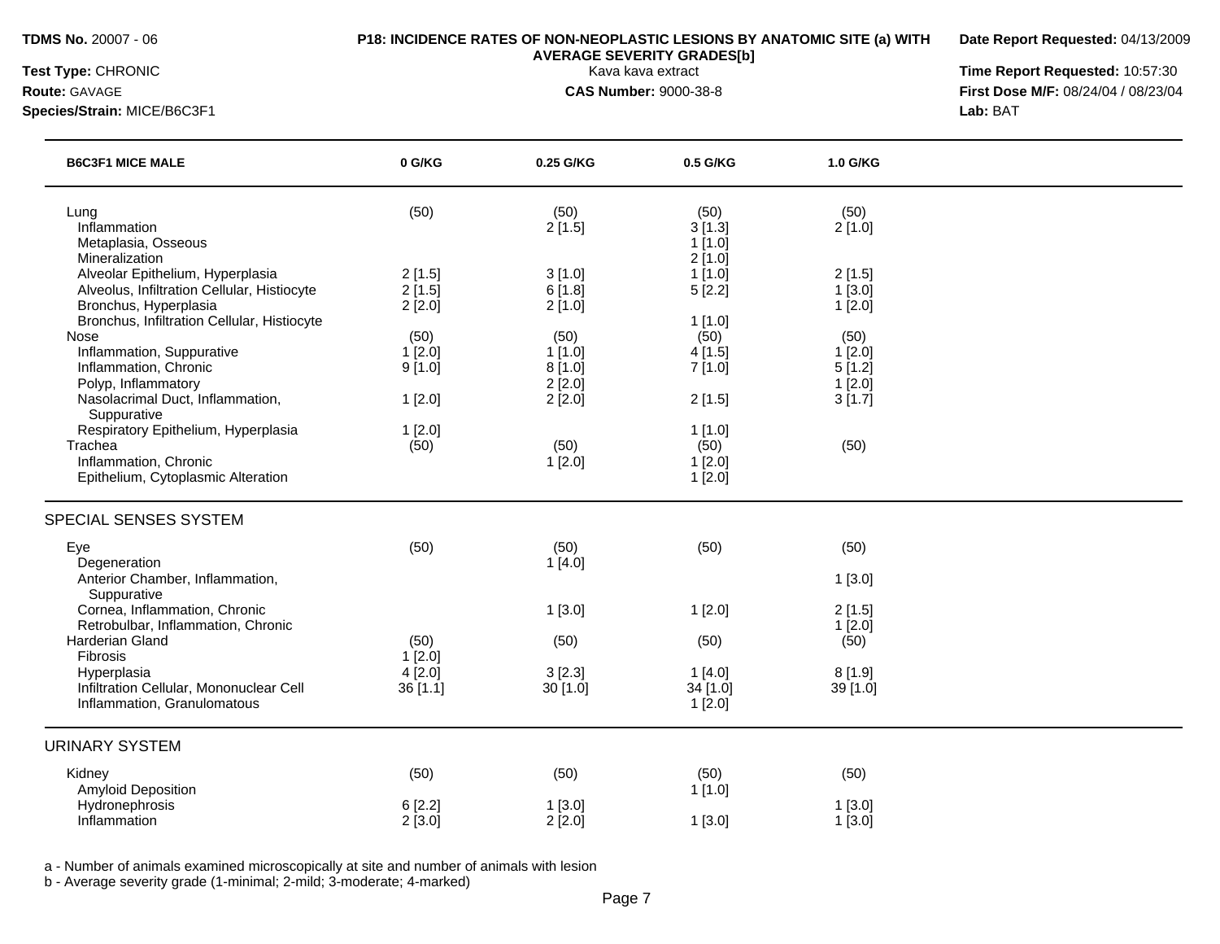**TDMS No.** 20007 - 06

**Test Type:** CHRONIC

**Route:** GAVAGE

**Species/Strain:** MICE/B6C3F1

**P18: INCIDENCE RATES OF NON-NEOPLASTIC LESIONS BY ANATOMIC SITE (a) WITH AVERAGE SEVERITY GRADES[b]**

Kava kava extract

**CAS Number:** 9000-38-8

**Date Report Requested:** 04/13/2009

**Time Report Requested:** 10:57:30

**First Dose M/F:** 08/24/04 / 08/23/04

**Lab:** BAT

| B6C3F1 MICE MALE | 0 G/KG | 0.25 G/KG | 0.5 G/KG | 1.0 G/KG |
|---|---|---|---|---|
| Lung | (50) | (50) | (50) | (50) |
| Inflammation | | 2 [1.5] | 3 [1.3] | 2 [1.0] |
| Metaplasia, Osseous | | | 1 [1.0] | |
| Mineralization | | | 2 [1.0] | |
| Alveolar Epithelium, Hyperplasia | 2 [1.5] | 3 [1.0] | 1 [1.0] | 2 [1.5] |
| Alveolus, Infiltration Cellular, Histiocyte | 2 [1.5] | 6 [1.8] | 5 [2.2] | 1 [3.0] |
| Bronchus, Hyperplasia | 2 [2.0] | 2 [1.0] | | 1 [2.0] |
| Bronchus, Infiltration Cellular, Histiocyte | | | 1 [1.0] | |
| Nose | (50) | (50) | (50) | (50) |
| Inflammation, Suppurative | 1 [2.0] | 1 [1.0] | 4 [1.5] | 1 [2.0] |
| Inflammation, Chronic | 9 [1.0] | 8 [1.0] | 7 [1.0] | 5 [1.2] |
| Polyp, Inflammatory | | 2 [2.0] | | 1 [2.0] |
| Nasolacrimal Duct, Inflammation, Suppurative | 1 [2.0] | 2 [2.0] | 2 [1.5] | 3 [1.7] |
| Respiratory Epithelium, Hyperplasia | 1 [2.0] | | 1 [1.0] | |
| Trachea | (50) | (50) | (50) | (50) |
| Inflammation, Chronic | | 1 [2.0] | 1 [2.0] | |
| Epithelium, Cytoplasmic Alteration | | | 1 [2.0] | |

SPECIAL SENSES SYSTEM

| | 0 G/KG | 0.25 G/KG | 0.5 G/KG | 1.0 G/KG |
|---|---|---|---|---|
| Eye | (50) | (50) | (50) | (50) |
| Degeneration | | 1 [4.0] | | |
| Anterior Chamber, Inflammation, Suppurative | | | | 1 [3.0] |
| Cornea, Inflammation, Chronic | | 1 [3.0] | 1 [2.0] | 2 [1.5] |
| Retrobulbar, Inflammation, Chronic | | | | 1 [2.0] |
| Harderian Gland | (50) | (50) | (50) | (50) |
| Fibrosis | 1 [2.0] | | | |
| Hyperplasia | 4 [2.0] | 3 [2.3] | 1 [4.0] | 8 [1.9] |
| Infiltration Cellular, Mononuclear Cell | 36 [1.1] | 30 [1.0] | 34 [1.0] | 39 [1.0] |
| Inflammation, Granulomatous | | | 1 [2.0] | |

URINARY SYSTEM

| | 0 G/KG | 0.25 G/KG | 0.5 G/KG | 1.0 G/KG |
|---|---|---|---|---|
| Kidney | (50) | (50) | (50) | (50) |
| Amyloid Deposition | | | 1 [1.0] | |
| Hydronephrosis | 6 [2.2] | 1 [3.0] | | 1 [3.0] |
| Inflammation | 2 [3.0] | 2 [2.0] | 1 [3.0] | 1 [3.0] |

a - Number of animals examined microscopically at site and number of animals with lesion

b - Average severity grade (1-minimal; 2-mild; 3-moderate; 4-marked)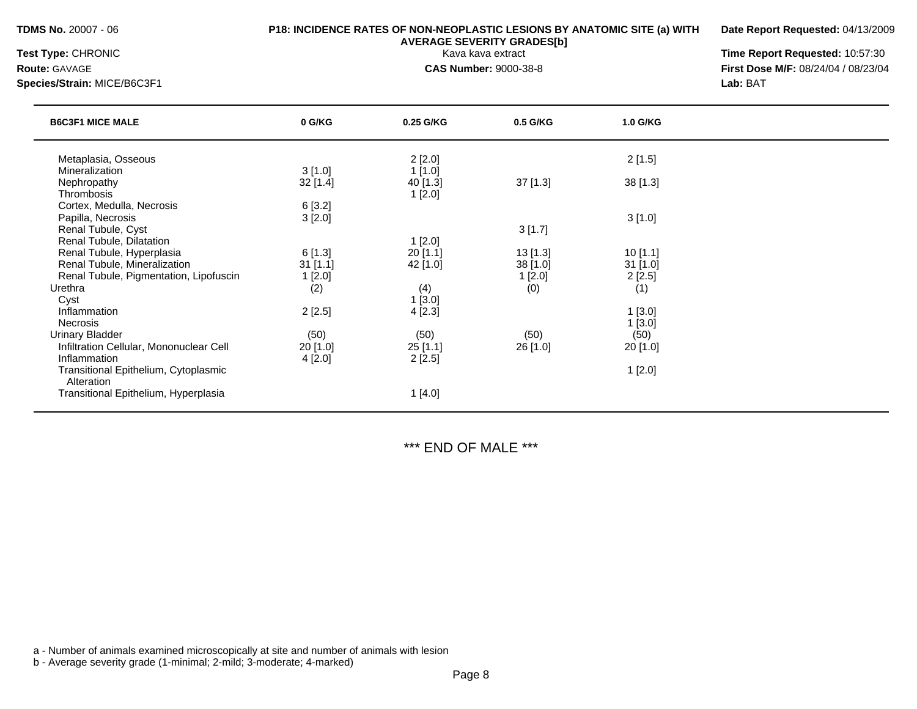**TDMS No.** 20007 - 06

**Test Type:** CHRONIC

**Route:** GAVAGE

**Species/Strain:** MICE/B6C3F1

**P18: INCIDENCE RATES OF NON-NEOPLASTIC LESIONS BY ANATOMIC SITE (a) WITH AVERAGE SEVERITY GRADES[b]**

Kava kava extract

**CAS Number:** 9000-38-8

**Date Report Requested:** 04/13/2009

**Time Report Requested:** 10:57:30

**First Dose M/F:** 08/24/04 / 08/23/04

**Lab:** BAT

| B6C3F1 MICE MALE | 0 G/KG | 0.25 G/KG | 0.5 G/KG | 1.0 G/KG |
|---|---|---|---|---|
| Metaplasia, Osseous | | 2 [2.0] | | 2 [1.5] |
| Mineralization | 3 [1.0] | 1 [1.0] | | |
| Nephropathy | 32 [1.4] | 40 [1.3] | 37 [1.3] | 38 [1.3] |
| Thrombosis | | 1 [2.0] | | |
| Cortex, Medulla, Necrosis | 6 [3.2] | | | |
| Papilla, Necrosis | 3 [2.0] | | | 3 [1.0] |
| Renal Tubule, Cyst | | | 3 [1.7] | |
| Renal Tubule, Dilatation | | 1 [2.0] | | |
| Renal Tubule, Hyperplasia | 6 [1.3] | 20 [1.1] | 13 [1.3] | 10 [1.1] |
| Renal Tubule, Mineralization | 31 [1.1] | 42 [1.0] | 38 [1.0] | 31 [1.0] |
| Renal Tubule, Pigmentation, Lipofuscin | 1 [2.0] | | 1 [2.0] | 2 [2.5] |
| Urethra | (2) | (4) | (0) | (1) |
| Cyst | | 1 [3.0] | | |
| Inflammation | 2 [2.5] | 4 [2.3] | | 1 [3.0] |
| Necrosis | | | | 1 [3.0] |
| Urinary Bladder | (50) | (50) | (50) | (50) |
| Infiltration Cellular, Mononuclear Cell | 20 [1.0] | 25 [1.1] | 26 [1.0] | 20 [1.0] |
| Inflammation | 4 [2.0] | 2 [2.5] | | |
| Transitional Epithelium, Cytoplasmic Alteration | | | | 1 [2.0] |
| Transitional Epithelium, Hyperplasia | | 1 [4.0] | | |

\*\*\* END OF MALE \*\*\*

a - Number of animals examined microscopically at site and number of animals with lesion

b - Average severity grade (1-minimal; 2-mild; 3-moderate; 4-marked)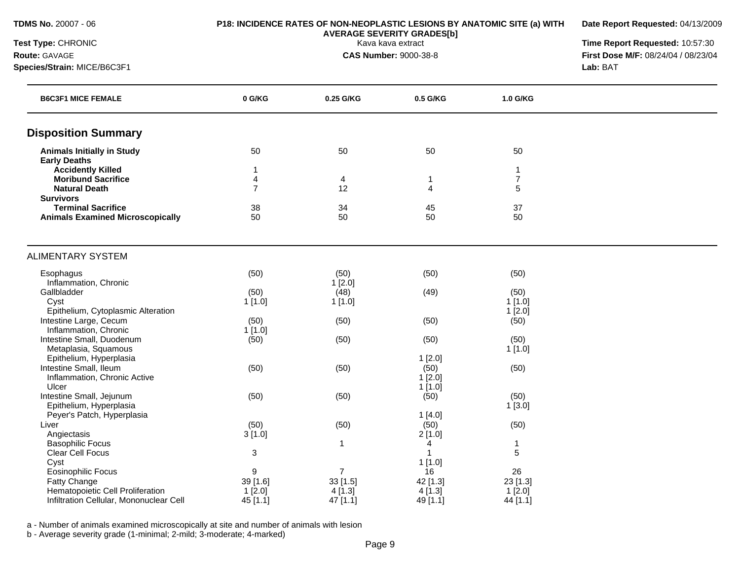**TDMS No.** 20007 - 06
**Test Type:** CHRONIC
**Route:** GAVAGE
**Species/Strain:** MICE/B6C3F1

**P18: INCIDENCE RATES OF NON-NEOPLASTIC LESIONS BY ANATOMIC SITE (a) WITH AVERAGE SEVERITY GRADES[b]**
Kava kava extract
**CAS Number:** 9000-38-8

**Date Report Requested:** 04/13/2009
**Time Report Requested:** 10:57:30
**First Dose M/F:** 08/24/04 / 08/23/04
**Lab:** BAT

| B6C3F1 MICE FEMALE | 0 G/KG | 0.25 G/KG | 0.5 G/KG | 1.0 G/KG |
|---|---|---|---|---|
| **Disposition Summary** | | | | |
| **Animals Initially in Study** | 50 | 50 | 50 | 50 |
| **Early Deaths** | | | | |
| **Accidently Killed** | 1 | | | 1 |
| **Moribund Sacrifice** | 4 | 4 | 1 | 7 |
| **Natural Death** | 7 | 12 | 4 | 5 |
| **Survivors** | | | | |
| **Terminal Sacrifice** | 38 | 34 | 45 | 37 |
| **Animals Examined Microscopically** | 50 | 50 | 50 | 50 |
| ALIMENTARY SYSTEM | | | | |
| Esophagus | (50) | (50) | (50) | (50) |
| Inflammation, Chronic | | 1 [2.0] | | |
| Gallbladder | (50) | (48) | (49) | (50) |
| Cyst | 1 [1.0] | 1 [1.0] | | 1 [1.0] |
| Epithelium, Cytoplasmic Alteration | | | | 1 [2.0] |
| Intestine Large, Cecum | (50) | (50) | (50) | (50) |
| Inflammation, Chronic | 1 [1.0] | | | |
| Intestine Small, Duodenum | (50) | (50) | (50) | (50) |
| Metaplasia, Squamous | | | | 1 [1.0] |
| Epithelium, Hyperplasia | | | 1 [2.0] | |
| Intestine Small, Ileum | (50) | (50) | (50) | (50) |
| Inflammation, Chronic Active | | | 1 [2.0] | |
| Ulcer | | | 1 [1.0] | |
| Intestine Small, Jejunum | (50) | (50) | (50) | (50) |
| Epithelium, Hyperplasia | | | | 1 [3.0] |
| Peyer's Patch, Hyperplasia | | | 1 [4.0] | |
| Liver | (50) | (50) | (50) | (50) |
| Angiectasis | 3 [1.0] | | 2 [1.0] | |
| Basophilic Focus | | 1 | 4 | 1 |
| Clear Cell Focus | 3 | | 1 | 5 |
| Cyst | | | 1 [1.0] | |
| Eosinophilic Focus | 9 | 7 | 16 | 26 |
| Fatty Change | 39 [1.6] | 33 [1.5] | 42 [1.3] | 23 [1.3] |
| Hematopoietic Cell Proliferation | 1 [2.0] | 4 [1.3] | 4 [1.3] | 1 [2.0] |
| Infiltration Cellular, Mononuclear Cell | 45 [1.1] | 47 [1.1] | 49 [1.1] | 44 [1.1] |

a - Number of animals examined microscopically at site and number of animals with lesion
b - Average severity grade (1-minimal; 2-mild; 3-moderate; 4-marked)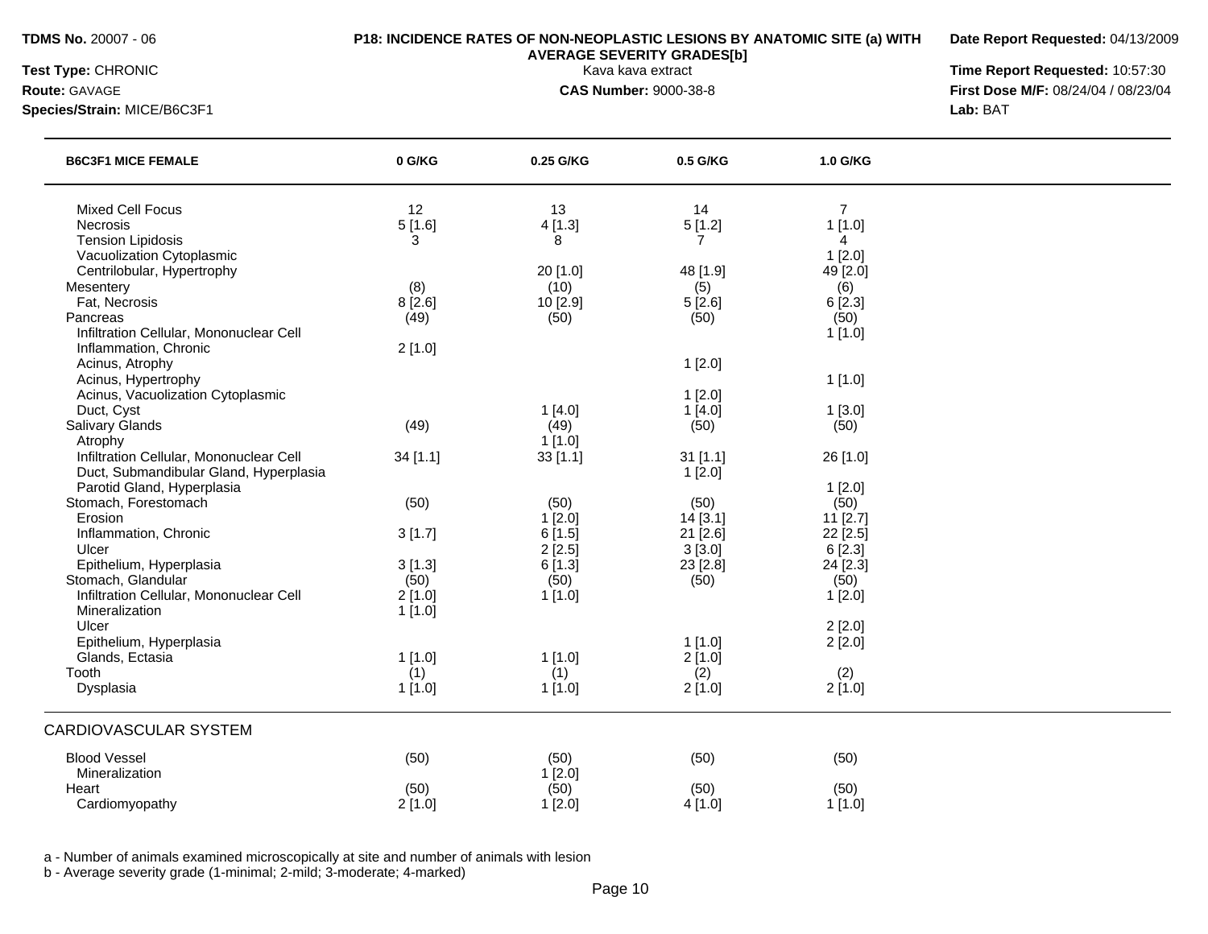**TDMS No.** 20007 - 06

**Test Type:** CHRONIC

**Route:** GAVAGE

**Species/Strain:** MICE/B6C3F1

**P18: INCIDENCE RATES OF NON-NEOPLASTIC LESIONS BY ANATOMIC SITE (a) WITH AVERAGE SEVERITY GRADES[b]**

Kava kava extract

**CAS Number:** 9000-38-8

**Date Report Requested:** 04/13/2009

**Time Report Requested:** 10:57:30

**First Dose M/F:** 08/24/04 / 08/23/04

**Lab:** BAT

| B6C3F1 MICE FEMALE | 0 G/KG | 0.25 G/KG | 0.5 G/KG | 1.0 G/KG |
|---|---|---|---|---|
| Mixed Cell Focus | 12 | 13 | 14 | 7 |
| Necrosis | 5 [1.6] | 4 [1.3] | 5 [1.2] | 1 [1.0] |
| Tension Lipidosis | 3 | 8 | 7 | 4 |
| Vacuolization Cytoplasmic | | | | 1 [2.0] |
| Centrilobular, Hypertrophy | | 20 [1.0] | 48 [1.9] | 49 [2.0] |
| Mesentery | (8) | (10) | (5) | (6) |
| Fat, Necrosis | 8 [2.6] | 10 [2.9] | 5 [2.6] | 6 [2.3] |
| Pancreas | (49) | (50) | (50) | (50) |
| Infiltration Cellular, Mononuclear Cell | | | | 1 [1.0] |
| Inflammation, Chronic | 2 [1.0] | | | |
| Acinus, Atrophy | | | 1 [2.0] | |
| Acinus, Hypertrophy | | | | 1 [1.0] |
| Acinus, Vacuolization Cytoplasmic | | | 1 [2.0] | |
| Duct, Cyst | | 1 [4.0] | 1 [4.0] | 1 [3.0] |
| Salivary Glands | (49) | (49) | (50) | (50) |
| Atrophy | | 1 [1.0] | | |
| Infiltration Cellular, Mononuclear Cell | 34 [1.1] | 33 [1.1] | 31 [1.1] | 26 [1.0] |
| Duct, Submandibular Gland, Hyperplasia | | | 1 [2.0] | |
| Parotid Gland, Hyperplasia | | | | 1 [2.0] |
| Stomach, Forestomach | (50) | (50) | (50) | (50) |
| Erosion | | 1 [2.0] | 14 [3.1] | 11 [2.7] |
| Inflammation, Chronic | 3 [1.7] | 6 [1.5] | 21 [2.6] | 22 [2.5] |
| Ulcer | | 2 [2.5] | 3 [3.0] | 6 [2.3] |
| Epithelium, Hyperplasia | 3 [1.3] | 6 [1.3] | 23 [2.8] | 24 [2.3] |
| Stomach, Glandular | (50) | (50) | (50) | (50) |
| Infiltration Cellular, Mononuclear Cell | 2 [1.0] | 1 [1.0] | | 1 [2.0] |
| Mineralization | 1 [1.0] | | | |
| Ulcer | | | | 2 [2.0] |
| Epithelium, Hyperplasia | | | 1 [1.0] | 2 [2.0] |
| Glands, Ectasia | 1 [1.0] | 1 [1.0] | 2 [1.0] | |
| Tooth | (1) | (1) | (2) | (2) |
| Dysplasia | 1 [1.0] | 1 [1.0] | 2 [1.0] | 2 [1.0] |
| **CARDIOVASCULAR SYSTEM** | | | | |
| Blood Vessel | (50) | (50) | (50) | (50) |
| Mineralization | | 1 [2.0] | | |
| Heart | (50) | (50) | (50) | (50) |
| Cardiomyopathy | 2 [1.0] | 1 [2.0] | 4 [1.0] | 1 [1.0] |

a - Number of animals examined microscopically at site and number of animals with lesion

b - Average severity grade (1-minimal; 2-mild; 3-moderate; 4-marked)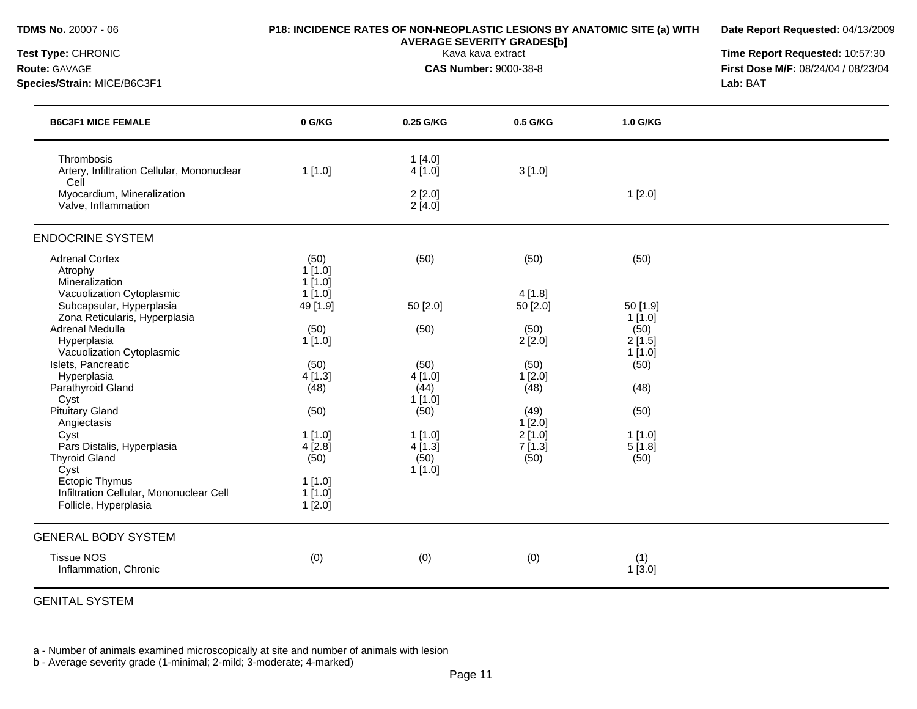**TDMS No.** 20007 - 06
**Test Type:** CHRONIC
**Route:** GAVAGE
**Species/Strain:** MICE/B6C3F1

**P18: INCIDENCE RATES OF NON-NEOPLASTIC LESIONS BY ANATOMIC SITE (a) WITH AVERAGE SEVERITY GRADES[b]**
Kava kava extract
**CAS Number:** 9000-38-8

**Date Report Requested:** 04/13/2009
**Time Report Requested:** 10:57:30
**First Dose M/F:** 08/24/04 / 08/23/04
**Lab:** BAT

| B6C3F1 MICE FEMALE | 0 G/KG | 0.25 G/KG | 0.5 G/KG | 1.0 G/KG |
|---|---|---|---|---|
| Thrombosis | | 1 [4.0] | | |
| Artery, Infiltration Cellular, Mononuclear Cell | 1 [1.0] | 4 [1.0] | 3 [1.0] | |
| Myocardium, Mineralization | | 2 [2.0] | | 1 [2.0] |
| Valve, Inflammation | | 2 [4.0] | | |
| **ENDOCRINE SYSTEM** | | | | |
| Adrenal Cortex | (50) | (50) | (50) | (50) |
| Atrophy | 1 [1.0] | | | |
| Mineralization | 1 [1.0] | | | |
| Vacuolization Cytoplasmic | 1 [1.0] | | 4 [1.8] | |
| Subcapsular, Hyperplasia | 49 [1.9] | 50 [2.0] | 50 [2.0] | 50 [1.9] |
| Zona Reticularis, Hyperplasia | | | | 1 [1.0] |
| Adrenal Medulla | (50) | (50) | (50) | (50) |
| Hyperplasia | 1 [1.0] | | 2 [2.0] | 2 [1.5] |
| Vacuolization Cytoplasmic | | | | 1 [1.0] |
| Islets, Pancreatic | (50) | (50) | (50) | (50) |
| Hyperplasia | 4 [1.3] | 4 [1.0] | 1 [2.0] | |
| Parathyroid Gland | (48) | (44) | (48) | (48) |
| Cyst | | 1 [1.0] | | |
| Pituitary Gland | (50) | (50) | (49) | (50) |
| Angiectasis | | | 1 [2.0] | |
| Cyst | 1 [1.0] | 1 [1.0] | 2 [1.0] | 1 [1.0] |
| Pars Distalis, Hyperplasia | 4 [2.8] | 4 [1.3] | 7 [1.3] | 5 [1.8] |
| Thyroid Gland | (50) | (50) | (50) | (50) |
| Cyst | | 1 [1.0] | | |
| Ectopic Thymus | 1 [1.0] | | | |
| Infiltration Cellular, Mononuclear Cell | 1 [1.0] | | | |
| Follicle, Hyperplasia | 1 [2.0] | | | |
| **GENERAL BODY SYSTEM** | | | | |
| Tissue NOS | (0) | (0) | (0) | (1) |
| Inflammation, Chronic | | | | 1 [3.0] |
| **GENITAL SYSTEM** | | | | |

a - Number of animals examined microscopically at site and number of animals with lesion
b - Average severity grade (1-minimal; 2-mild; 3-moderate; 4-marked)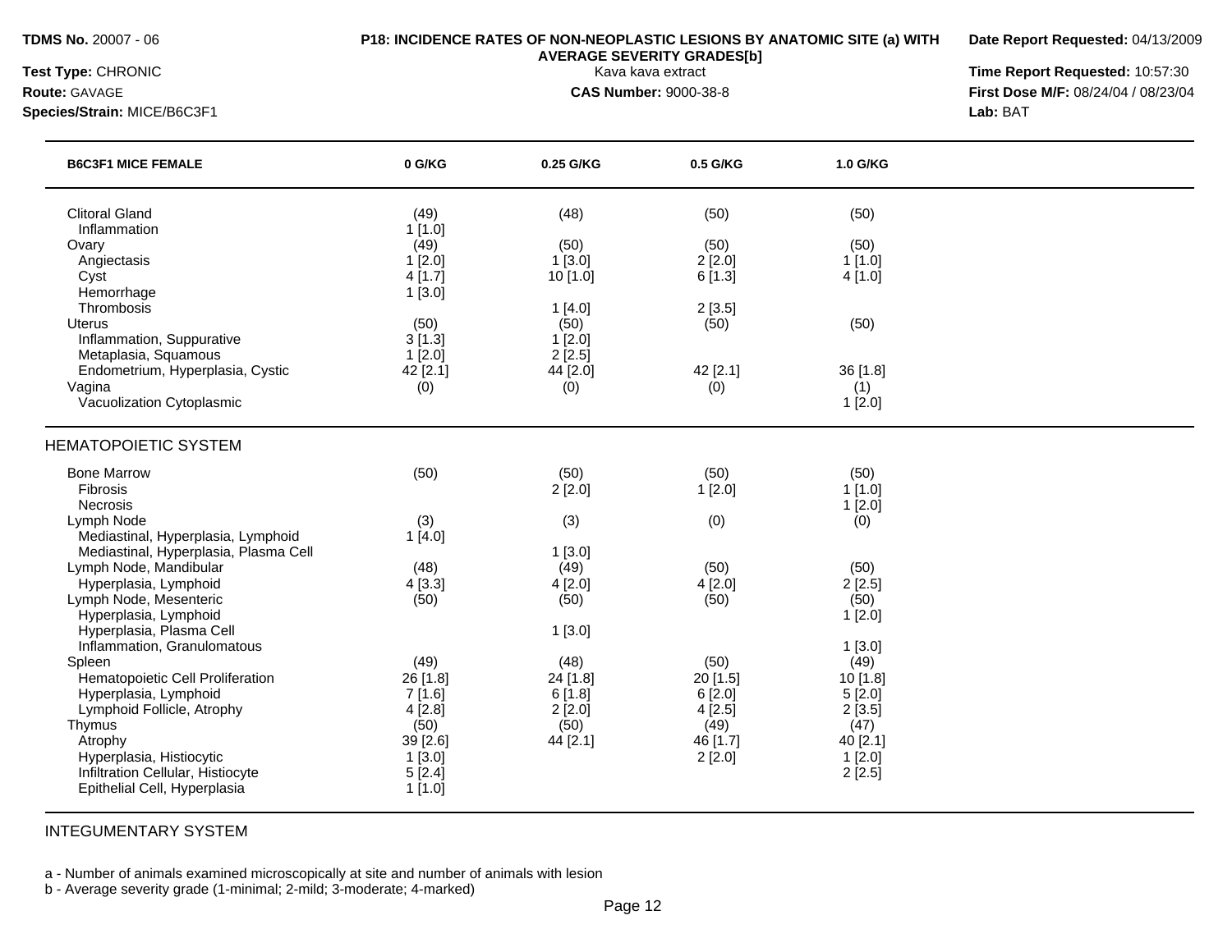**TDMS No.** 20007 - 06
**Test Type:** CHRONIC
**Route:** GAVAGE
**Species/Strain:** MICE/B6C3F1

**P18: INCIDENCE RATES OF NON-NEOPLASTIC LESIONS BY ANATOMIC SITE (a) WITH AVERAGE SEVERITY GRADES[b]**
Kava kava extract
**CAS Number:** 9000-38-8

**Date Report Requested:** 04/13/2009
**Time Report Requested:** 10:57:30
**First Dose M/F:** 08/24/04 / 08/23/04
**Lab:** BAT

| B6C3F1 MICE FEMALE | 0 G/KG | 0.25 G/KG | 0.5 G/KG | 1.0 G/KG |
|---|---|---|---|---|
| Clitoral Gland | (49) | (48) | (50) | (50) |
| Inflammation | 1 [1.0] | | | |
| Ovary | (49) | (50) | (50) | (50) |
| Angiectasis | 1 [2.0] | 1 [3.0] | 2 [2.0] | 1 [1.0] |
| Cyst | 4 [1.7] | 10 [1.0] | 6 [1.3] | 4 [1.0] |
| Hemorrhage | 1 [3.0] | | | |
| Thrombosis | | 1 [4.0] | 2 [3.5] | |
| Uterus | (50) | (50) | (50) | (50) |
| Inflammation, Suppurative | 3 [1.3] | 1 [2.0] | | |
| Metaplasia, Squamous | 1 [2.0] | 2 [2.5] | | |
| Endometrium, Hyperplasia, Cystic | 42 [2.1] | 44 [2.0] | 42 [2.1] | 36 [1.8] |
| Vagina | (0) | (0) | (0) | (1) |
| Vacuolization Cytoplasmic | | | | 1 [2.0] |
| **HEMATOPOIETIC SYSTEM** | | | | |
| Bone Marrow | (50) | (50) | (50) | (50) |
| Fibrosis | | 2 [2.0] | 1 [2.0] | 1 [1.0] |
| Necrosis | | | | 1 [2.0] |
| Lymph Node | (3) | (3) | (0) | (0) |
| Mediastinal, Hyperplasia, Lymphoid | 1 [4.0] | | | |
| Mediastinal, Hyperplasia, Plasma Cell | | 1 [3.0] | | |
| Lymph Node, Mandibular | (48) | (49) | (50) | (50) |
| Hyperplasia, Lymphoid | 4 [3.3] | 4 [2.0] | 4 [2.0] | 2 [2.5] |
| Lymph Node, Mesenteric | (50) | (50) | (50) | (50) |
| Hyperplasia, Lymphoid | | | | 1 [2.0] |
| Hyperplasia, Plasma Cell | | 1 [3.0] | | |
| Inflammation, Granulomatous | | | | 1 [3.0] |
| Spleen | (49) | (48) | (50) | (49) |
| Hematopoietic Cell Proliferation | 26 [1.8] | 24 [1.8] | 20 [1.5] | 10 [1.8] |
| Hyperplasia, Lymphoid | 7 [1.6] | 6 [1.8] | 6 [2.0] | 5 [2.0] |
| Lymphoid Follicle, Atrophy | 4 [2.8] | 2 [2.0] | 4 [2.5] | 2 [3.5] |
| Thymus | (50) | (50) | (49) | (47) |
| Atrophy | 39 [2.6] | 44 [2.1] | 46 [1.7] | 40 [2.1] |
| Hyperplasia, Histiocytic | 1 [3.0] | | 2 [2.0] | 1 [2.0] |
| Infiltration Cellular, Histiocyte | 5 [2.4] | | | 2 [2.5] |
| Epithelial Cell, Hyperplasia | 1 [1.0] | | | |

INTEGUMENTARY SYSTEM

a - Number of animals examined microscopically at site and number of animals with lesion
b - Average severity grade (1-minimal; 2-mild; 3-moderate; 4-marked)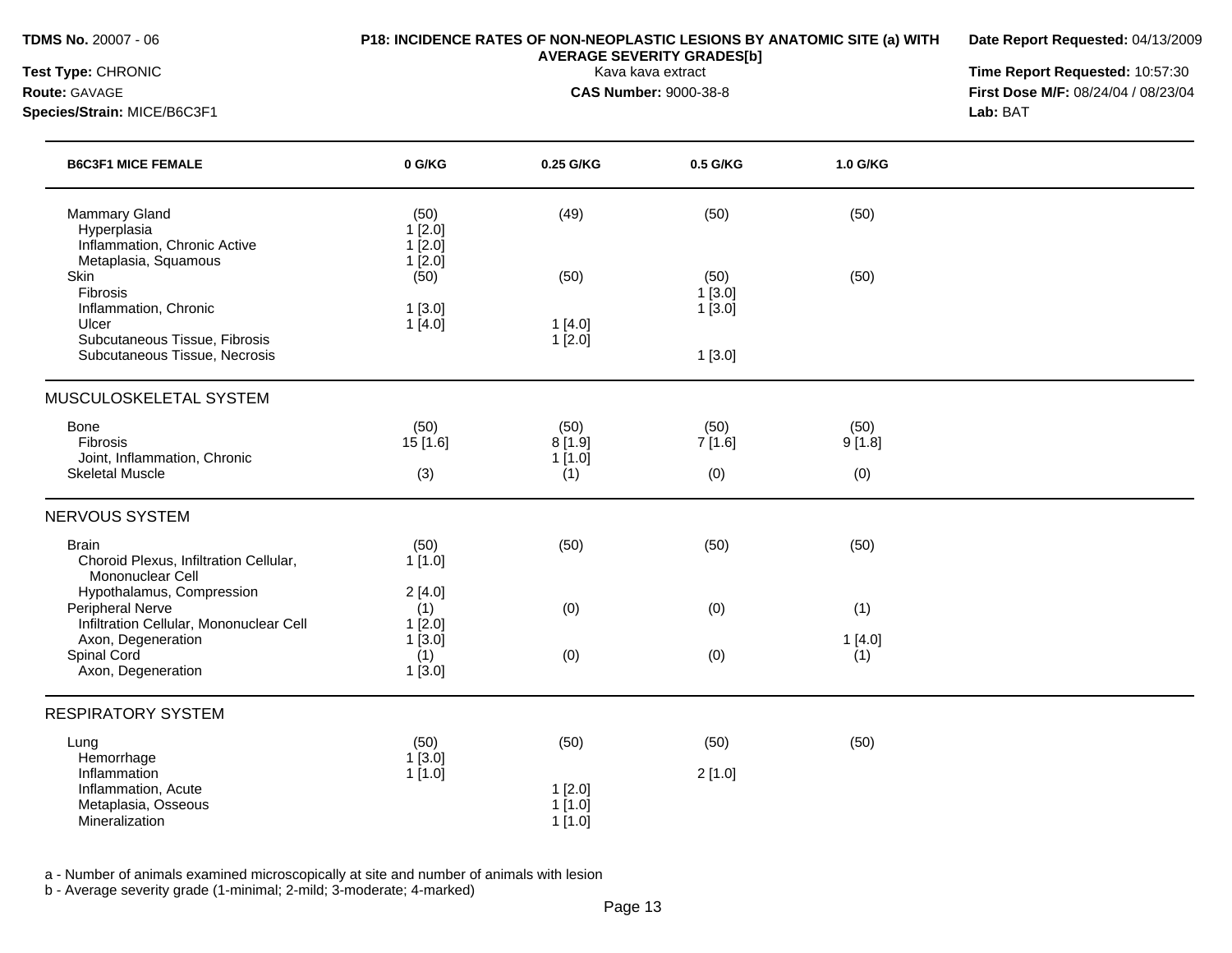**TDMS No.** 20007 - 06
**Test Type:** CHRONIC
**Route:** GAVAGE
**Species/Strain:** MICE/B6C3F1

**P18: INCIDENCE RATES OF NON-NEOPLASTIC LESIONS BY ANATOMIC SITE (a) WITH AVERAGE SEVERITY GRADES[b]**
Kava kava extract
**CAS Number:** 9000-38-8

**Date Report Requested:** 04/13/2009
**Time Report Requested:** 10:57:30
**First Dose M/F:** 08/24/04 / 08/23/04
**Lab:** BAT

| B6C3F1 MICE FEMALE | 0 G/KG | 0.25 G/KG | 0.5 G/KG | 1.0 G/KG |
|---|---|---|---|---|
| Mammary Gland | (50) | (49) | (50) | (50) |
| Hyperplasia | 1 [2.0] | | | |
| Inflammation, Chronic Active | 1 [2.0] | | | |
| Metaplasia, Squamous | 1 [2.0] | | | |
| Skin | (50) | (50) | (50) | (50) |
| Fibrosis | | | 1 [3.0] | |
| Inflammation, Chronic | 1 [3.0] | | 1 [3.0] | |
| Ulcer | 1 [4.0] | 1 [4.0] | | |
| Subcutaneous Tissue, Fibrosis | | 1 [2.0] | | |
| Subcutaneous Tissue, Necrosis | | | 1 [3.0] | |
| **MUSCULOSKELETAL SYSTEM** | | | | |
| Bone | (50) | (50) | (50) | (50) |
| Fibrosis | 15 [1.6] | 8 [1.9] | 7 [1.6] | 9 [1.8] |
| Joint, Inflammation, Chronic | | 1 [1.0] | | |
| Skeletal Muscle | (3) | (1) | (0) | (0) |
| **NERVOUS SYSTEM** | | | | |
| Brain | (50) | (50) | (50) | (50) |
| Choroid Plexus, Infiltration Cellular, Mononuclear Cell | 1 [1.0] | | | |
| Hypothalamus, Compression | 2 [4.0] | | | |
| Peripheral Nerve | (1) | (0) | (0) | (1) |
| Infiltration Cellular, Mononuclear Cell | 1 [2.0] | | | |
| Axon, Degeneration | 1 [3.0] | | | 1 [4.0] |
| Spinal Cord | (1) | (0) | (0) | (1) |
| Axon, Degeneration | 1 [3.0] | | | |
| **RESPIRATORY SYSTEM** | | | | |
| Lung | (50) | (50) | (50) | (50) |
| Hemorrhage | 1 [3.0] | | | |
| Inflammation | 1 [1.0] | | 2 [1.0] | |
| Inflammation, Acute | | 1 [2.0] | | |
| Metaplasia, Osseous | | 1 [1.0] | | |
| Mineralization | | 1 [1.0] | | |

a - Number of animals examined microscopically at site and number of animals with lesion
b - Average severity grade (1-minimal; 2-mild; 3-moderate; 4-marked)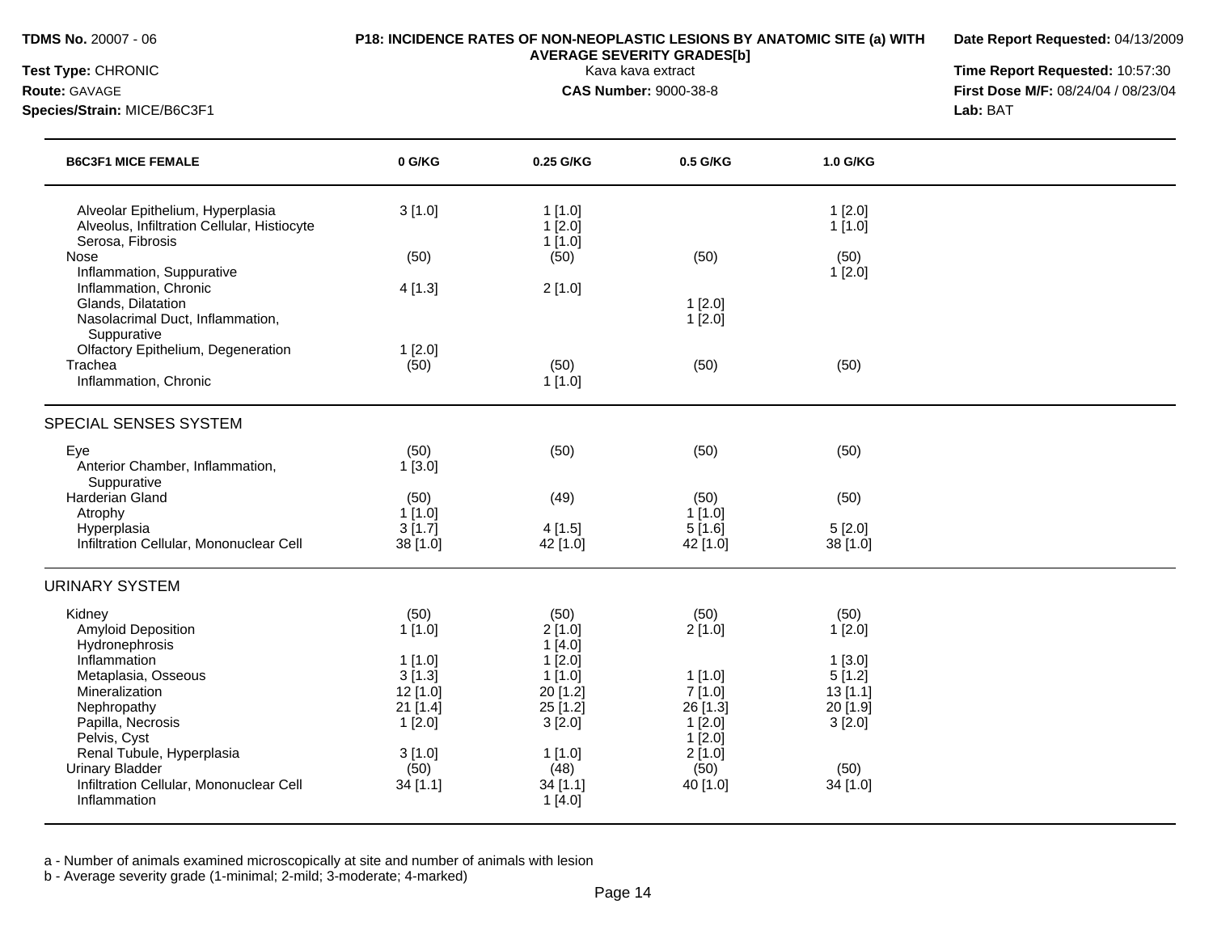**TDMS No.** 20007 - 06
**Test Type:** CHRONIC
**Route:** GAVAGE
**Species/Strain:** MICE/B6C3F1

**P18: INCIDENCE RATES OF NON-NEOPLASTIC LESIONS BY ANATOMIC SITE (a) WITH AVERAGE SEVERITY GRADES[b]**
Kava kava extract
**CAS Number:** 9000-38-8

**Date Report Requested:** 04/13/2009
**Time Report Requested:** 10:57:30
**First Dose M/F:** 08/24/04 / 08/23/04
**Lab:** BAT

| B6C3F1 MICE FEMALE | 0 G/KG | 0.25 G/KG | 0.5 G/KG | 1.0 G/KG |
|---|---|---|---|---|
| Alveolar Epithelium, Hyperplasia | 3 [1.0] | 1 [1.0] | | 1 [2.0] |
| Alveolus, Infiltration Cellular, Histiocyte | | 1 [2.0] | | 1 [1.0] |
| Serosa, Fibrosis | | 1 [1.0] | | |
| Nose | (50) | (50) | (50) | (50) |
| Inflammation, Suppurative | | | | 1 [2.0] |
| Inflammation, Chronic | 4 [1.3] | 2 [1.0] | | |
| Glands, Dilatation | | | 1 [2.0] | |
| Nasolacrimal Duct, Inflammation, Suppurative | | | 1 [2.0] | |
| Olfactory Epithelium, Degeneration | 1 [2.0] | | | |
| Trachea | (50) | (50) | (50) | (50) |
| Inflammation, Chronic | | 1 [1.0] | | |
| **SPECIAL SENSES SYSTEM** | | | | |
| Eye | (50) | (50) | (50) | (50) |
| Anterior Chamber, Inflammation, Suppurative | 1 [3.0] | | | |
| Harderian Gland | (50) | (49) | (50) | (50) |
| Atrophy | 1 [1.0] | | 1 [1.0] | |
| Hyperplasia | 3 [1.7] | 4 [1.5] | 5 [1.6] | 5 [2.0] |
| Infiltration Cellular, Mononuclear Cell | 38 [1.0] | 42 [1.0] | 42 [1.0] | 38 [1.0] |
| **URINARY SYSTEM** | | | | |
| Kidney | (50) | (50) | (50) | (50) |
| Amyloid Deposition | 1 [1.0] | 2 [1.0] | 2 [1.0] | 1 [2.0] |
| Hydronephrosis | | 1 [4.0] | | |
| Inflammation | 1 [1.0] | 1 [2.0] | | 1 [3.0] |
| Metaplasia, Osseous | 3 [1.3] | 1 [1.0] | 1 [1.0] | 5 [1.2] |
| Mineralization | 12 [1.0] | 20 [1.2] | 7 [1.0] | 13 [1.1] |
| Nephropathy | 21 [1.4] | 25 [1.2] | 26 [1.3] | 20 [1.9] |
| Papilla, Necrosis | 1 [2.0] | 3 [2.0] | 1 [2.0] | 3 [2.0] |
| Pelvis, Cyst | | | 1 [2.0] | |
| Renal Tubule, Hyperplasia | 3 [1.0] | 1 [1.0] | 2 [1.0] | |
| Urinary Bladder | (50) | (48) | (50) | (50) |
| Infiltration Cellular, Mononuclear Cell | 34 [1.1] | 34 [1.1] | 40 [1.0] | 34 [1.0] |
| Inflammation | | 1 [4.0] | | |

a - Number of animals examined microscopically at site and number of animals with lesion
b - Average severity grade (1-minimal; 2-mild; 3-moderate; 4-marked)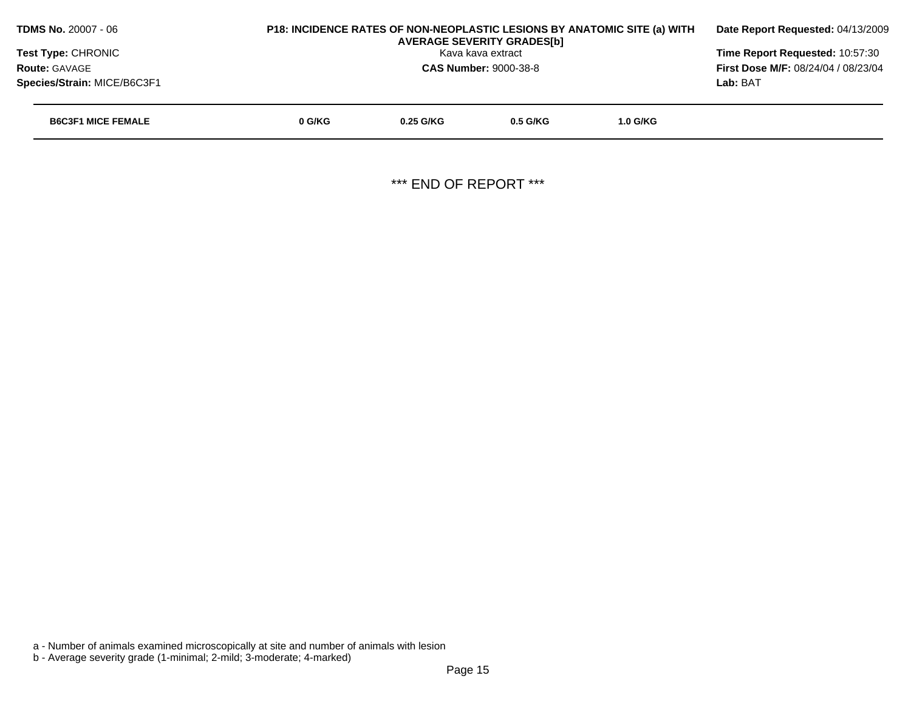| B6C3F1 MICE FEMALE | 0 G/KG | 0.25 G/KG | 0.5 G/KG | 1.0 G/KG |
|---|---|---|---|---|

*** END OF REPORT ***

a - Number of animals examined microscopically at site and number of animals with lesion
b - Average severity grade (1-minimal; 2-mild; 3-moderate; 4-marked)